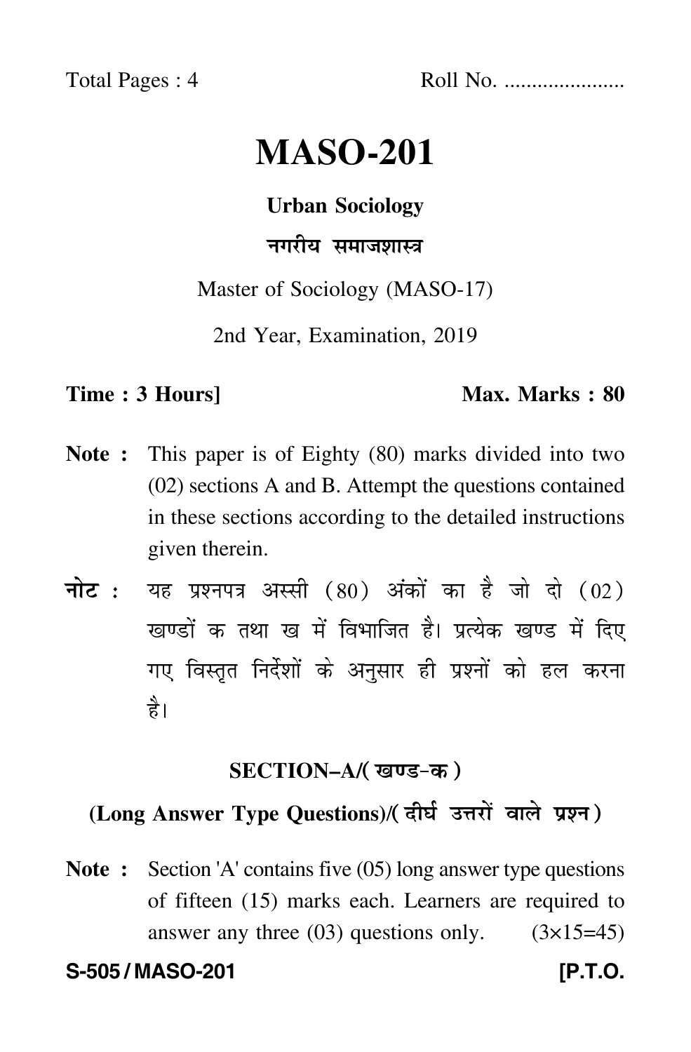Total Pages : 4 Roll No. .....................

# MASO-201

**Urban Sociology**

**नगरीय समाजशास्त्र**

Master of Sociology (MASO-17)

2nd Year, Examination, 2019

**Time : 3 Hours]** **Max. Marks : 80**

**Note :** This paper is of Eighty (80) marks divided into two (02) sections A and B. Attempt the questions contained in these sections according to the detailed instructions given therein.

**नोट :** यह प्रश्नपत्र अस्सी (80) अंकों का है जो दो (02) खण्डों क तथा ख में विभाजित है। प्रत्येक खण्ड में दिए गए विस्तृत निर्देशों के अनुसार ही प्रश्नों को हल करना है।

## SECTION–A/(खण्ड-क)

### (Long Answer Type Questions)/(दीर्घ उत्तरों वाले प्रश्न)

**Note :** Section 'A' contains five (05) long answer type questions of fifteen (15) marks each. Learners are required to answer any three (03) questions only. (3×15=45)

S-505 / MASO-201 [P.T.O.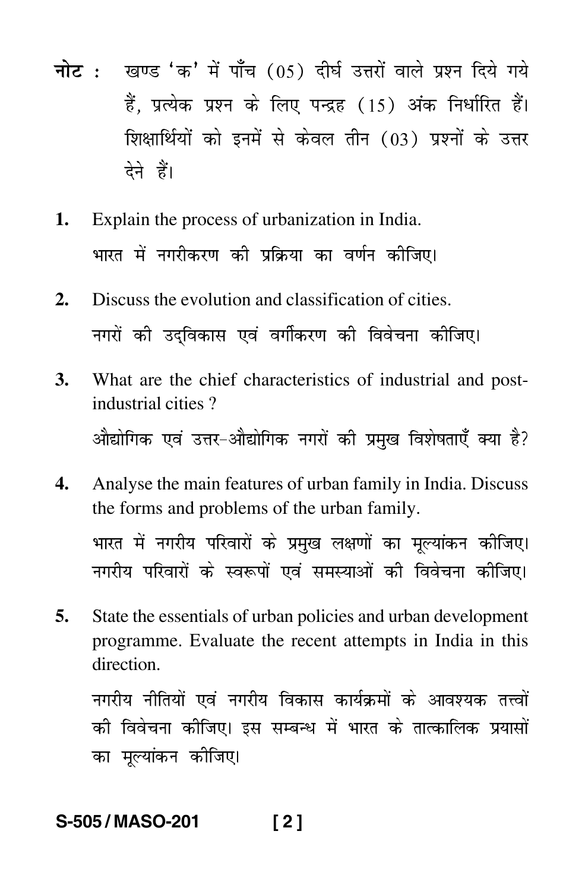**नोट :** खण्ड 'क' में पाँच (05) दीर्घ उत्तरों वाले प्रश्न दिये गये हैं, प्रत्येक प्रश्न के लिए पन्द्रह (15) अंक निर्धारित हैं। शिक्षार्थियों को इनमें से केवल तीन (03) प्रश्नों के उत्तर देने हैं।

**1.** Explain the process of urbanization in India.

भारत में नगरीकरण की प्रक्रिया का वर्णन कीजिए।

**2.** Discuss the evolution and classification of cities.

नगरों की उद्‌विकास एवं वर्गीकरण की विवेचना कीजिए।

**3.** What are the chief characteristics of industrial and post-industrial cities ?

औद्योगिक एवं उत्तर-औद्योगिक नगरों की प्रमुख विशेषताएँ क्या है?

**4.** Analyse the main features of urban family in India. Discuss the forms and problems of the urban family.

भारत में नगरीय परिवारों के प्रमुख लक्षणों का मूल्यांकन कीजिए। नगरीय परिवारों के स्वरूपों एवं समस्याओं की विवेचना कीजिए।

**5.** State the essentials of urban policies and urban development programme. Evaluate the recent attempts in India in this direction.

नगरीय नीतियों एवं नगरीय विकास कार्यक्रमों के आवश्यक तत्त्वों की विवेचना कीजिए। इस सम्बन्ध में भारत के तात्कालिक प्रयासों का मूल्यांकन कीजिए।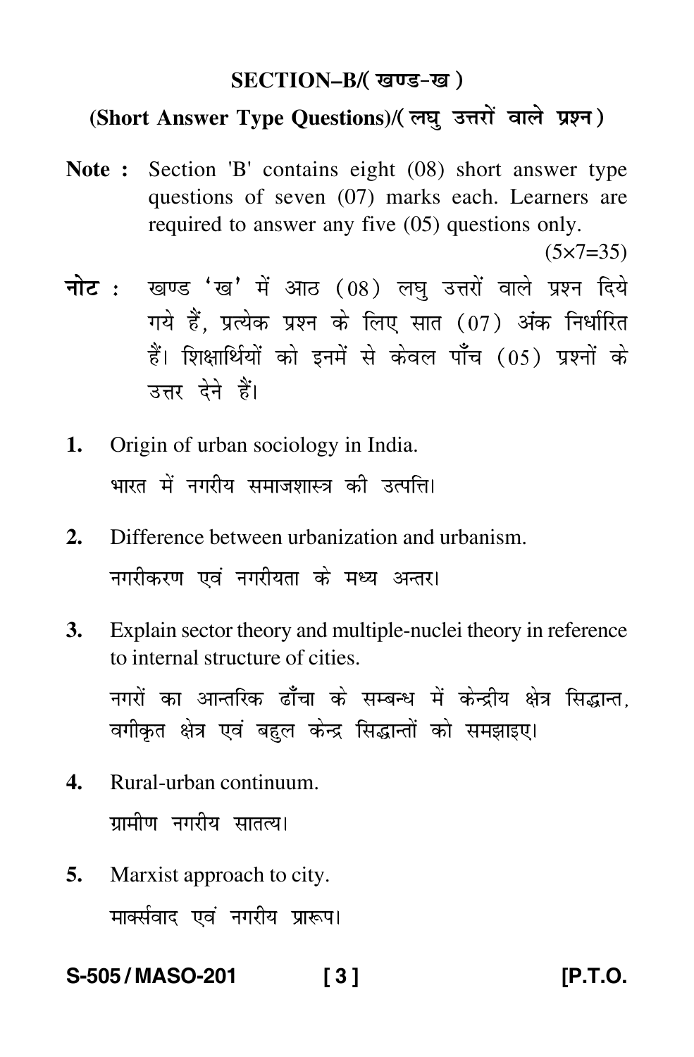## SECTION–B/( खण्ड-ख )

### (Short Answer Type Questions)/( लघु उत्तरों वाले प्रश्न )

**Note :** Section 'B' contains eight (08) short answer type questions of seven (07) marks each. Learners are required to answer any five (05) questions only.

(5×7=35)

**नोट :** खण्ड 'ख' में आठ (08) लघु उत्तरों वाले प्रश्न दिये गये हैं, प्रत्येक प्रश्न के लिए सात (07) अंक निर्धारित हैं। शिक्षार्थियों को इनमें से केवल पाँच (05) प्रश्नों के उत्तर देने हैं।

1. Origin of urban sociology in India.

   भारत में नगरीय समाजशास्त्र की उत्पत्ति।

2. Difference between urbanization and urbanism.

   नगरीकरण एवं नगरीयता के मध्य अन्तर।

3. Explain sector theory and multiple-nuclei theory in reference to internal structure of cities.

   नगरों का आन्तरिक ढाँचा के सम्बन्ध में केन्द्रीय क्षेत्र सिद्धान्त, वगीकृत क्षेत्र एवं बहुल केन्द्र सिद्धान्तों को समझाइए।

4. Rural-urban continuum.

   ग्रामीण नगरीय सातत्य।

5. Marxist approach to city.

   मार्क्सवाद एवं नगरीय प्रारूप।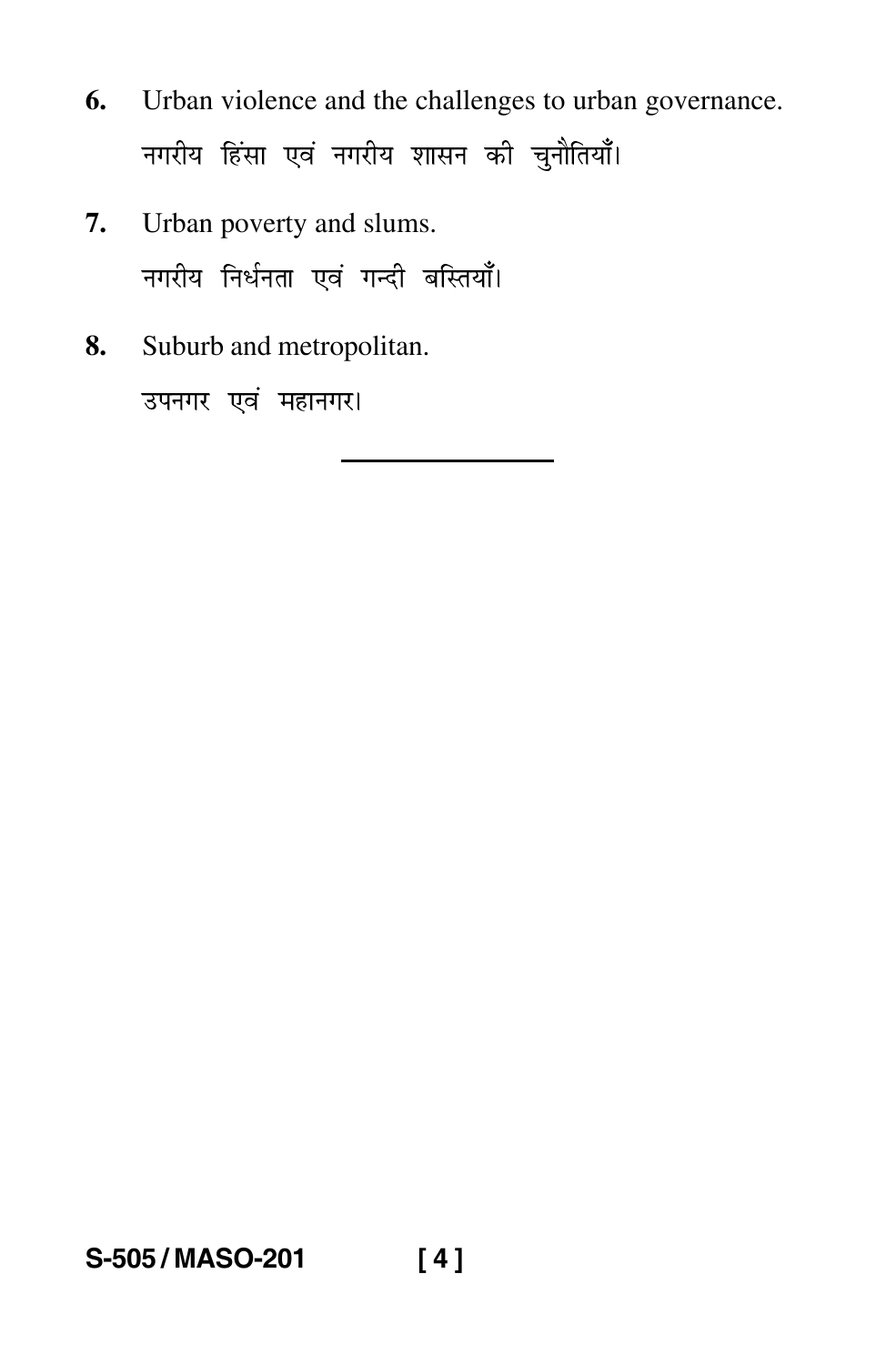6. Urban violence and the challenges to urban governance.

   नगरीय हिंसा एवं नगरीय शासन की चुनौतियाँ।

7. Urban poverty and slums.

   नगरीय निर्धनता एवं गन्दी बस्तियाँ।

8. Suburb and metropolitan.

   उपनगर एवं महानगर।

---